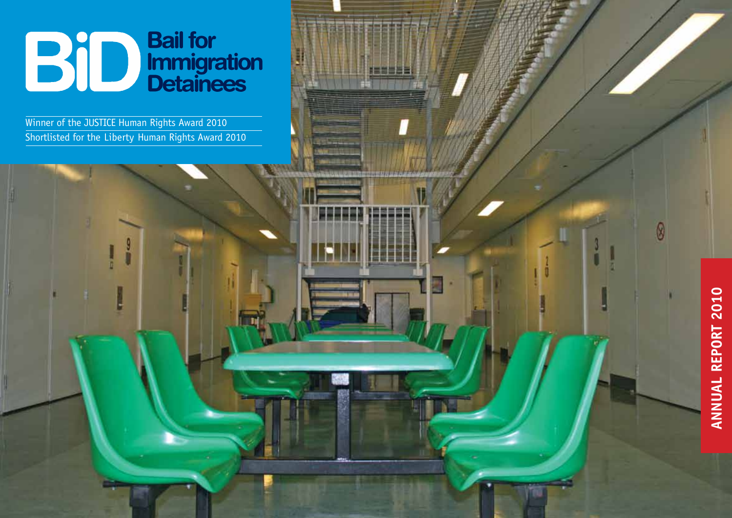# BiD Bail for Immigration Detainees

Winner of the JUSTICE Human Rights Award 2010

Shortlisted for the Liberty Human Rights Award 2010

**ANNUAL REPORT 2010**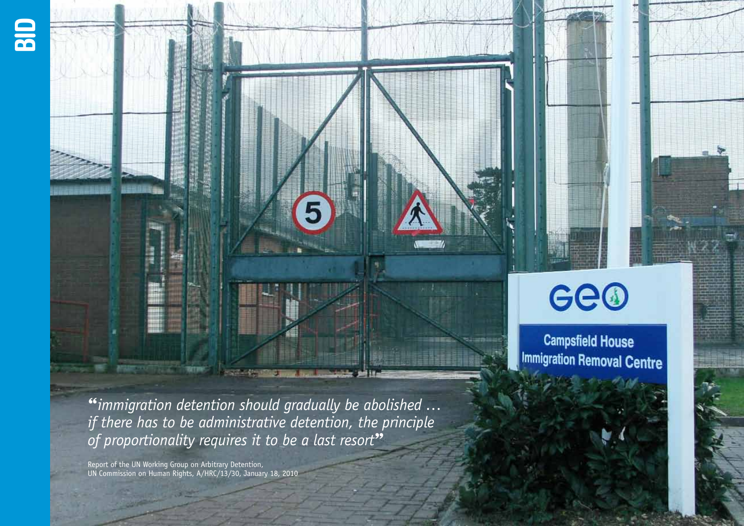*"immigration detention should gradually be abolished … if there has to be administrative detention, the principle of proportionality requires it to be a last resort"*

Report of the UN Working Group on Arbitrary Detention, UN Commission on Human Rights, A/HRC/13/30, January 18, 2010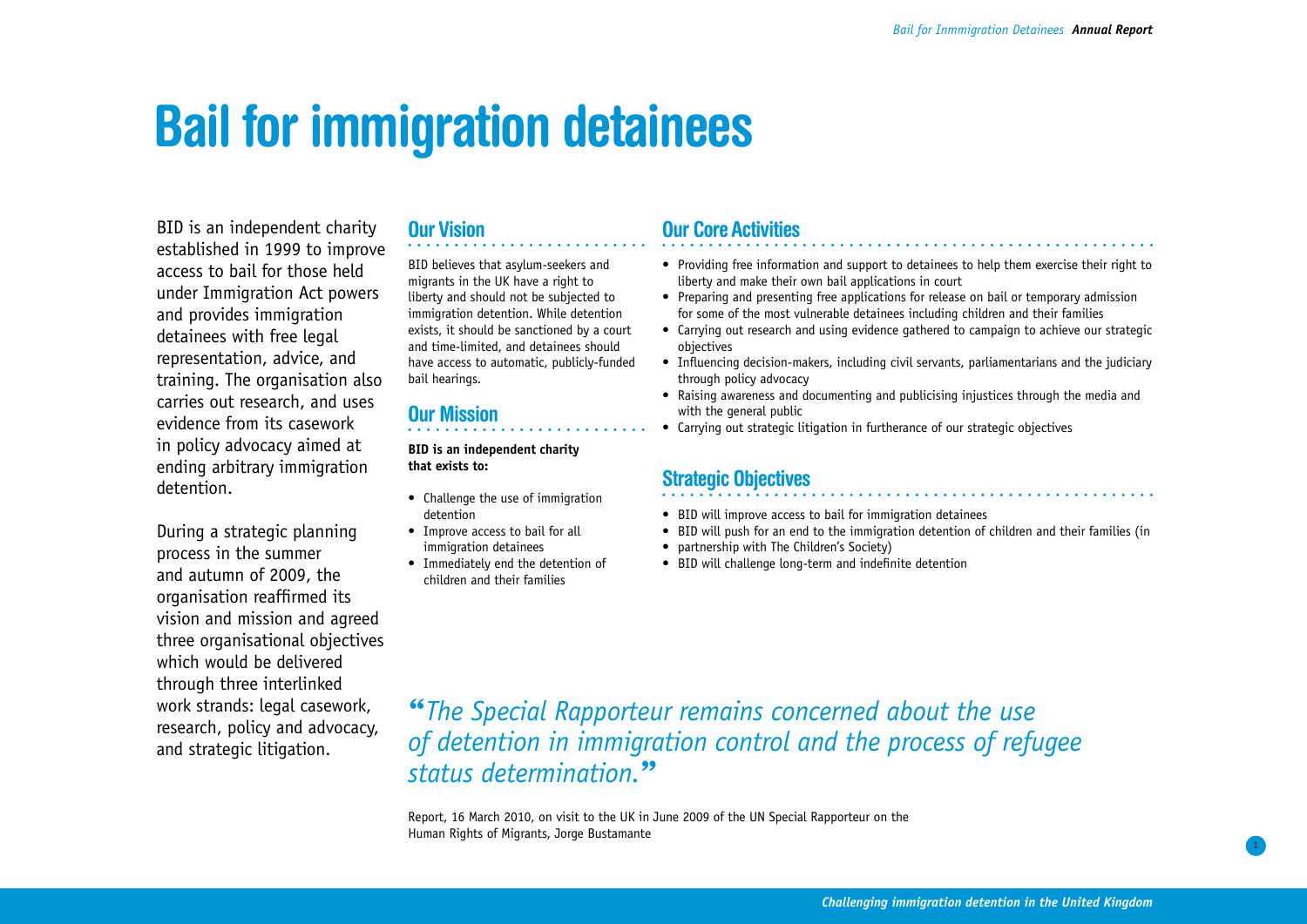# Bail for immigration detainees

BID is an independent charity established in 1999 to improve access to bail for those held under Immigration Act powers and provides immigration detainees with free legal representation, advice, and training. The organisation also carries out research, and uses evidence from its casework in policy advocacy aimed at ending arbitrary immigration detention.

During a strategic planning process in the summer and autumn of 2009, the organisation reaffirmed its vision and mission and agreed three organisational objectives which would be delivered through three interlinked work strands: legal casework, research, policy and advocacy, and strategic litigation.

## Our Vision

BID believes that asylum-seekers and migrants in the UK have a right to liberty and should not be subjected to immigration detention. While detention exists, it should be sanctioned by a court and time-limited, and detainees should have access to automatic, publicly-funded bail hearings.

## Our Mission

**BID is an independent charity that exists to:**

- Challenge the use of immigration detention
- Improve access to bail for all immigration detainees
- Immediately end the detention of children and their families

## Our Core Activities

- Providing free information and support to detainees to help them exercise their right to liberty and make their own bail applications in court
- Preparing and presenting free applications for release on bail or temporary admission for some of the most vulnerable detainees including children and their families
- Carrying out research and using evidence gathered to campaign to achieve our strategic objectives
- Influencing decision-makers, including civil servants, parliamentarians and the judiciary through policy advocacy
- Raising awareness and documenting and publicising injustices through the media and with the general public
- Carrying out strategic litigation in furtherance of our strategic objectives

## Strategic Objectives

- BID will improve access to bail for immigration detainees
- BID will push for an end to the immigration detention of children and their families (in
- partnership with The Children's Society)
- BID will challenge long-term and indefinite detention

*"The Special Rapporteur remains concerned about the use of detention in immigration control and the process of refugee status determination."*

Report, 16 March 2010, on visit to the UK in June 2009 of the UN Special Rapporteur on the Human Rights of Migrants, Jorge Bustamante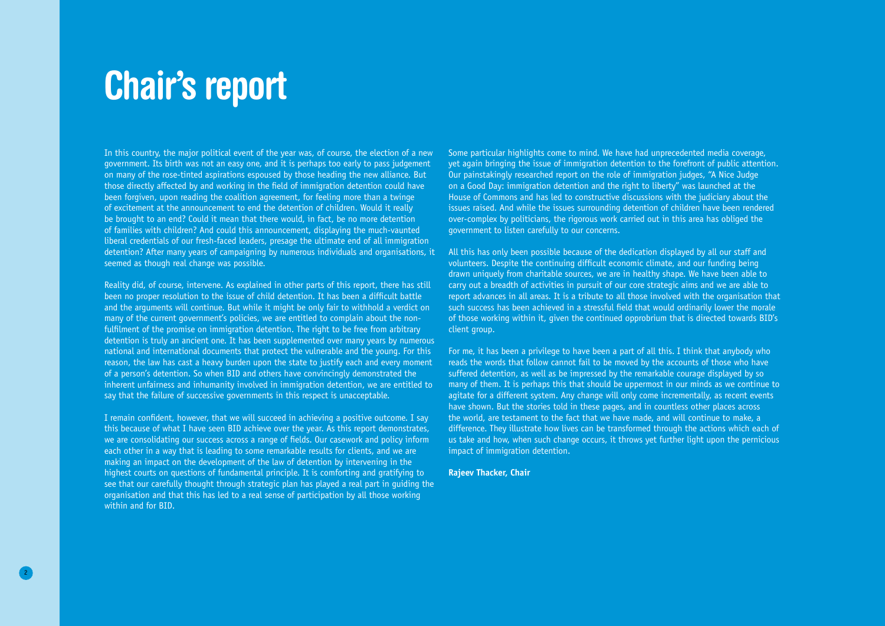# Chair's report

In this country, the major political event of the year was, of course, the election of a new government. Its birth was not an easy one, and it is perhaps too early to pass judgement on many of the rose-tinted aspirations espoused by those heading the new alliance. But those directly affected by and working in the field of immigration detention could have been forgiven, upon reading the coalition agreement, for feeling more than a twinge of excitement at the announcement to end the detention of children. Would it really be brought to an end? Could it mean that there would, in fact, be no more detention of families with children? And could this announcement, displaying the much-vaunted liberal credentials of our fresh-faced leaders, presage the ultimate end of all immigration detention? After many years of campaigning by numerous individuals and organisations, it seemed as though real change was possible.

Reality did, of course, intervene. As explained in other parts of this report, there has still been no proper resolution to the issue of child detention. It has been a difficult battle and the arguments will continue. But while it might be only fair to withhold a verdict on many of the current government's policies, we are entitled to complain about the non-fulfilment of the promise on immigration detention. The right to be free from arbitrary detention is truly an ancient one. It has been supplemented over many years by numerous national and international documents that protect the vulnerable and the young. For this reason, the law has cast a heavy burden upon the state to justify each and every moment of a person's detention. So when BID and others have convincingly demonstrated the inherent unfairness and inhumanity involved in immigration detention, we are entitled to say that the failure of successive governments in this respect is unacceptable.

I remain confident, however, that we will succeed in achieving a positive outcome. I say this because of what I have seen BID achieve over the year. As this report demonstrates, we are consolidating our success across a range of fields. Our casework and policy inform each other in a way that is leading to some remarkable results for clients, and we are making an impact on the development of the law of detention by intervening in the highest courts on questions of fundamental principle. It is comforting and gratifying to see that our carefully thought through strategic plan has played a real part in guiding the organisation and that this has led to a real sense of participation by all those working within and for BID.

Some particular highlights come to mind. We have had unprecedented media coverage, yet again bringing the issue of immigration detention to the forefront of public attention. Our painstakingly researched report on the role of immigration judges, "A Nice Judge on a Good Day: immigration detention and the right to liberty" was launched at the House of Commons and has led to constructive discussions with the judiciary about the issues raised. And while the issues surrounding detention of children have been rendered over-complex by politicians, the rigorous work carried out in this area has obliged the government to listen carefully to our concerns.

All this has only been possible because of the dedication displayed by all our staff and volunteers. Despite the continuing difficult economic climate, and our funding being drawn uniquely from charitable sources, we are in healthy shape. We have been able to carry out a breadth of activities in pursuit of our core strategic aims and we are able to report advances in all areas. It is a tribute to all those involved with the organisation that such success has been achieved in a stressful field that would ordinarily lower the morale of those working within it, given the continued opprobrium that is directed towards BID's client group.

For me, it has been a privilege to have been a part of all this. I think that anybody who reads the words that follow cannot fail to be moved by the accounts of those who have suffered detention, as well as be impressed by the remarkable courage displayed by so many of them. It is perhaps this that should be uppermost in our minds as we continue to agitate for a different system. Any change will only come incrementally, as recent events have shown. But the stories told in these pages, and in countless other places across the world, are testament to the fact that we have made, and will continue to make, a difference. They illustrate how lives can be transformed through the actions which each of us take and how, when such change occurs, it throws yet further light upon the pernicious impact of immigration detention.

**Rajeev Thacker, Chair**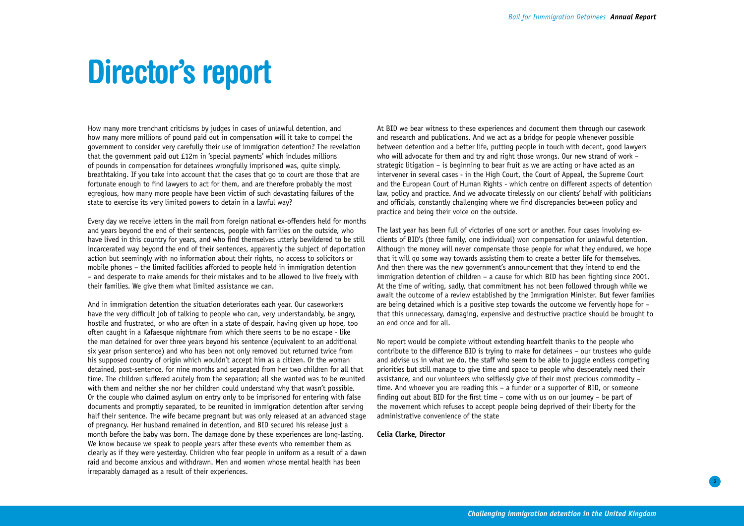# Director's report

How many more trenchant criticisms by judges in cases of unlawful detention, and how many more millions of pound paid out in compensation will it take to compel the government to consider very carefully their use of immigration detention? The revelation that the government paid out £12m in 'special payments' which includes millions of pounds in compensation for detainees wrongfully imprisoned was, quite simply, breathtaking. If you take into account that the cases that go to court are those that are fortunate enough to find lawyers to act for them, and are therefore probably the most egregious, how many more people have been victim of such devastating failures of the state to exercise its very limited powers to detain in a lawful way?

Every day we receive letters in the mail from foreign national ex-offenders held for months and years beyond the end of their sentences, people with families on the outside, who have lived in this country for years, and who find themselves utterly bewildered to be still incarcerated way beyond the end of their sentences, apparently the subject of deportation action but seemingly with no information about their rights, no access to solicitors or mobile phones – the limited facilities afforded to people held in immigration detention – and desperate to make amends for their mistakes and to be allowed to live freely with their families. We give them what limited assistance we can.

And in immigration detention the situation deteriorates each year. Our caseworkers have the very difficult job of talking to people who can, very understandably, be angry, hostile and frustrated, or who are often in a state of despair, having given up hope, too often caught in a Kafaesque nightmare from which there seems to be no escape - like the man detained for over three years beyond his sentence (equivalent to an additional six year prison sentence) and who has been not only removed but returned twice from his supposed country of origin which wouldn't accept him as a citizen. Or the woman detained, post-sentence, for nine months and separated from her two children for all that time. The children suffered acutely from the separation; all she wanted was to be reunited with them and neither she nor her children could understand why that wasn't possible. Or the couple who claimed asylum on entry only to be imprisoned for entering with false documents and promptly separated, to be reunited in immigration detention after serving half their sentence. The wife became pregnant but was only released at an advanced stage of pregnancy. Her husband remained in detention, and BID secured his release just a month before the baby was born. The damage done by these experiences are long-lasting. We know because we speak to people years after these events who remember them as clearly as if they were yesterday. Children who fear people in uniform as a result of a dawn raid and become anxious and withdrawn. Men and women whose mental health has been irreparably damaged as a result of their experiences.

At BID we bear witness to these experiences and document them through our casework and research and publications. And we act as a bridge for people whenever possible between detention and a better life, putting people in touch with decent, good lawyers who will advocate for them and try and right those wrongs. Our new strand of work – strategic litigation – is beginning to bear fruit as we are acting or have acted as an intervener in several cases - in the High Court, the Court of Appeal, the Supreme Court and the European Court of Human Rights - which centre on different aspects of detention law, policy and practice. And we advocate tirelessly on our clients' behalf with politicians and officials, constantly challenging where we find discrepancies between policy and practice and being their voice on the outside.

The last year has been full of victories of one sort or another. Four cases involving ex-clients of BID's (three family, one individual) won compensation for unlawful detention. Although the money will never compensate those people for what they endured, we hope that it will go some way towards assisting them to create a better life for themselves. And then there was the new government's announcement that they intend to end the immigration detention of children – a cause for which BID has been fighting since 2001. At the time of writing, sadly, that commitment has not been followed through while we await the outcome of a review established by the Immigration Minister. But fewer families are being detained which is a positive step towards the outcome we fervently hope for – that this unnecessary, damaging, expensive and destructive practice should be brought to an end once and for all.

No report would be complete without extending heartfelt thanks to the people who contribute to the difference BID is trying to make for detainees – our trustees who guide and advise us in what we do, the staff who seem to be able to juggle endless competing priorities but still manage to give time and space to people who desperately need their assistance, and our volunteers who selflessly give of their most precious commodity – time. And whoever you are reading this – a funder or a supporter of BID, or someone finding out about BID for the first time – come with us on our journey – be part of the movement which refuses to accept people being deprived of their liberty for the administrative convenience of the state

**Celia Clarke, Director**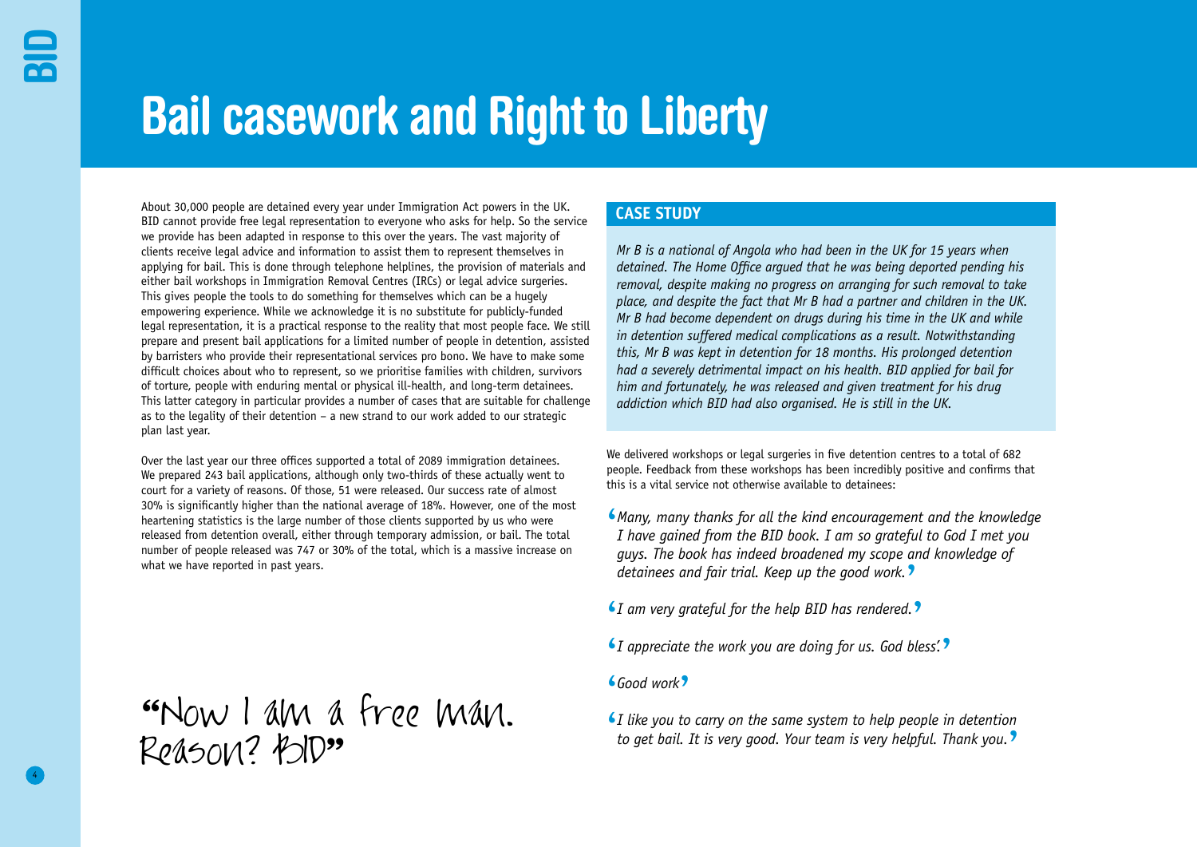# Bail casework and Right to Liberty

About 30,000 people are detained every year under Immigration Act powers in the UK. BID cannot provide free legal representation to everyone who asks for help. So the service we provide has been adapted in response to this over the years. The vast majority of clients receive legal advice and information to assist them to represent themselves in applying for bail. This is done through telephone helplines, the provision of materials and either bail workshops in Immigration Removal Centres (IRCs) or legal advice surgeries. This gives people the tools to do something for themselves which can be a hugely empowering experience. While we acknowledge it is no substitute for publicly-funded legal representation, it is a practical response to the reality that most people face. We still prepare and present bail applications for a limited number of people in detention, assisted by barristers who provide their representational services pro bono. We have to make some difficult choices about who to represent, so we prioritise families with children, survivors of torture, people with enduring mental or physical ill-health, and long-term detainees. This latter category in particular provides a number of cases that are suitable for challenge as to the legality of their detention – a new strand to our work added to our strategic plan last year.

Over the last year our three offices supported a total of 2089 immigration detainees. We prepared 243 bail applications, although only two-thirds of these actually went to court for a variety of reasons. Of those, 51 were released. Our success rate of almost 30% is significantly higher than the national average of 18%. However, one of the most heartening statistics is the large number of those clients supported by us who were released from detention overall, either through temporary admission, or bail. The total number of people released was 747 or 30% of the total, which is a massive increase on what we have reported in past years.

"Now I am a free man. Reason? BID"

## CASE STUDY

*Mr B is a national of Angola who had been in the UK for 15 years when detained. The Home Office argued that he was being deported pending his removal, despite making no progress on arranging for such removal to take place, and despite the fact that Mr B had a partner and children in the UK. Mr B had become dependent on drugs during his time in the UK and while in detention suffered medical complications as a result. Notwithstanding this, Mr B was kept in detention for 18 months. His prolonged detention had a severely detrimental impact on his health. BID applied for bail for him and fortunately, he was released and given treatment for his drug addiction which BID had also organised. He is still in the UK.*

We delivered workshops or legal surgeries in five detention centres to a total of 682 people. Feedback from these workshops has been incredibly positive and confirms that this is a vital service not otherwise available to detainees:

*'Many, many thanks for all the kind encouragement and the knowledge I have gained from the BID book. I am so grateful to God I met you guys. The book has indeed broadened my scope and knowledge of detainees and fair trial. Keep up the good work.'*

*'I am very grateful for the help BID has rendered.'*

*'I appreciate the work you are doing for us. God bless'.'*

*'Good work'*

*'I like you to carry on the same system to help people in detention to get bail. It is very good. Your team is very helpful. Thank you.'*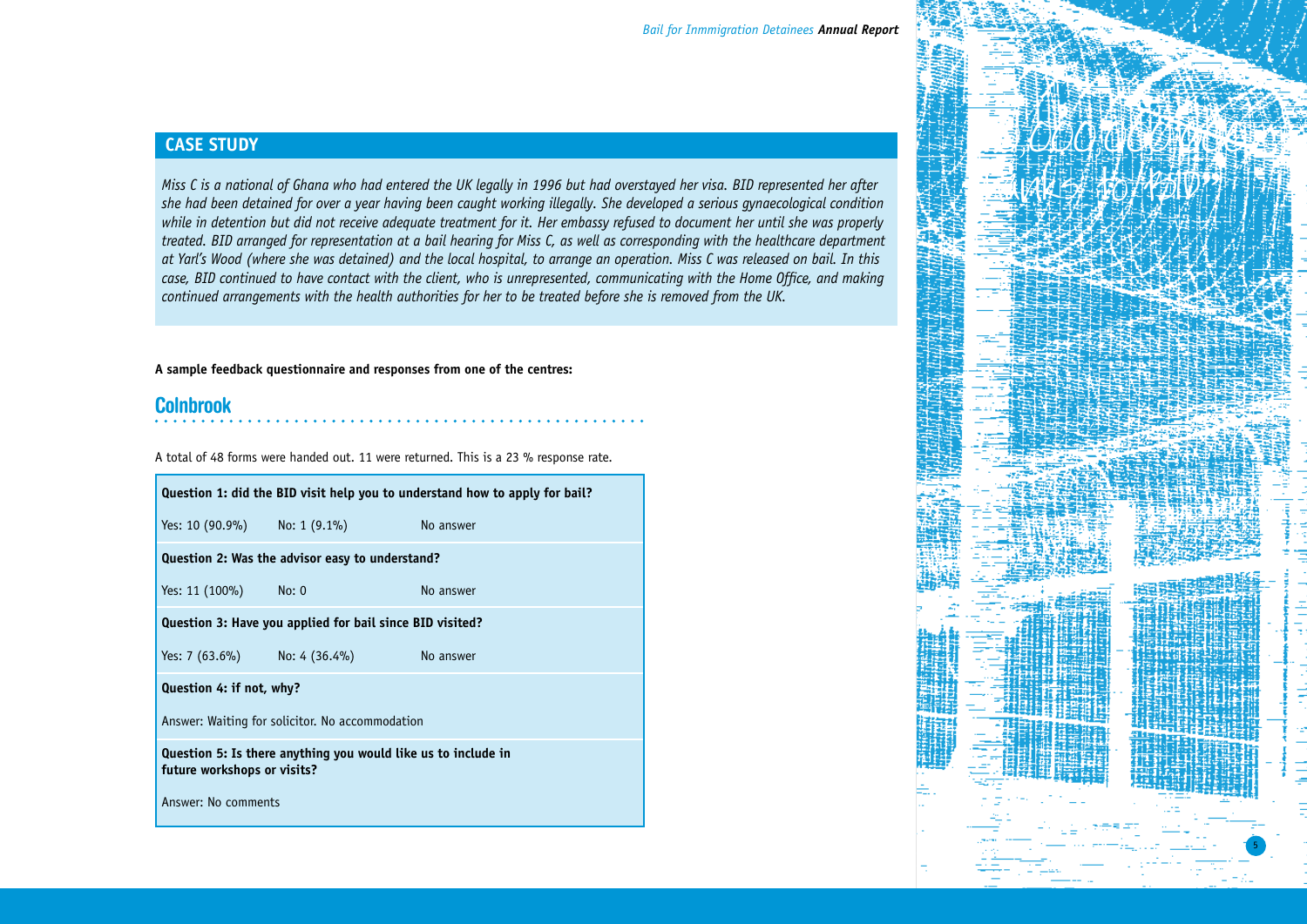## CASE STUDY

*Miss C is a national of Ghana who had entered the UK legally in 1996 but had overstayed her visa. BID represented her after she had been detained for over a year having been caught working illegally. She developed a serious gynaecological condition while in detention but did not receive adequate treatment for it. Her embassy refused to document her until she was properly treated. BID arranged for representation at a bail hearing for Miss C, as well as corresponding with the healthcare department at Yarl's Wood (where she was detained) and the local hospital, to arrange an operation. Miss C was released on bail. In this case, BID continued to have contact with the client, who is unrepresented, communicating with the Home Office, and making continued arrangements with the health authorities for her to be treated before she is removed from the UK.*

**A sample feedback questionnaire and responses from one of the centres:**

## Colnbrook

A total of 48 forms were handed out. 11 were returned. This is a 23 % response rate.

**Question 1: did the BID visit help you to understand how to apply for bail?**

| Yes | No | No answer |
|---|---|---|
| Yes: 10 (90.9%) | No: 1 (9.1%) | No answer |

**Question 2: Was the advisor easy to understand?**

| Yes | No | No answer |
|---|---|---|
| Yes: 11 (100%) | No: 0 | No answer |

**Question 3: Have you applied for bail since BID visited?**

| Yes | No | No answer |
|---|---|---|
| Yes: 7 (63.6%) | No: 4 (36.4%) | No answer |

**Question 4: if not, why?**

Answer: Waiting for solicitor. No accommodation

**Question 5: Is there anything you would like us to include in future workshops or visits?**

Answer: No comments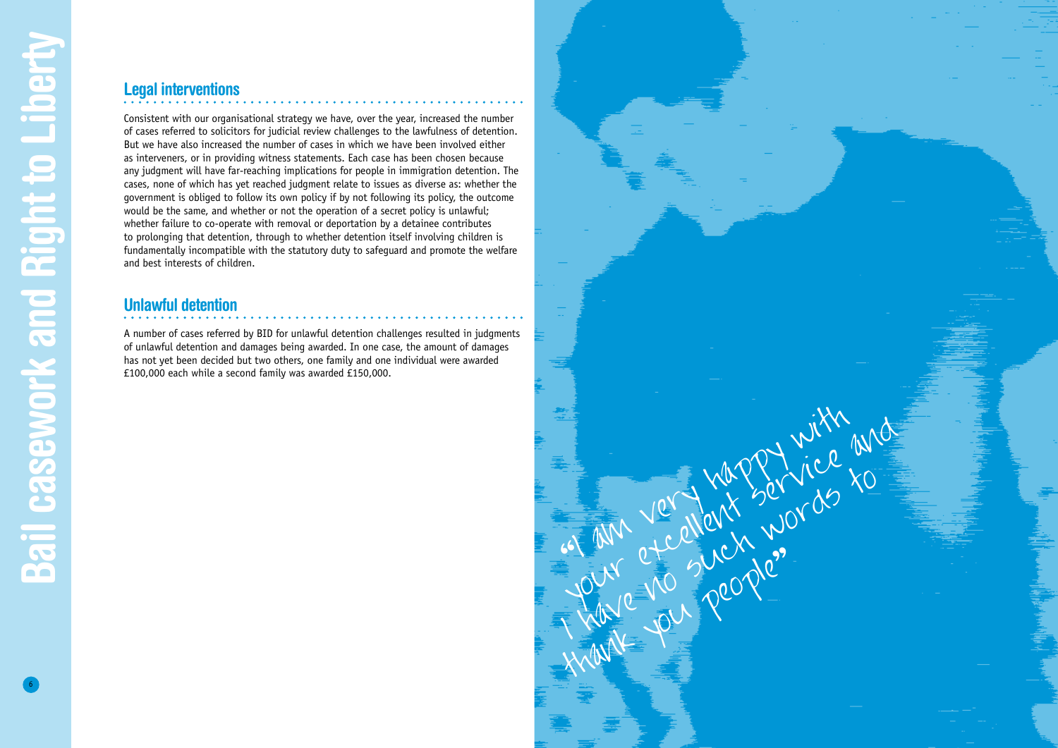## Legal interventions

Consistent with our organisational strategy we have, over the year, increased the number of cases referred to solicitors for judicial review challenges to the lawfulness of detention. But we have also increased the number of cases in which we have been involved either as interveners, or in providing witness statements. Each case has been chosen because any judgment will have far-reaching implications for people in immigration detention. The cases, none of which has yet reached judgment relate to issues as diverse as: whether the government is obliged to follow its own policy if by not following its policy, the outcome would be the same, and whether or not the operation of a secret policy is unlawful; whether failure to co-operate with removal or deportation by a detainee contributes to prolonging that detention, through to whether detention itself involving children is fundamentally incompatible with the statutory duty to safeguard and promote the welfare and best interests of children.

## Unlawful detention

A number of cases referred by BID for unlawful detention challenges resulted in judgments of unlawful detention and damages being awarded. In one case, the amount of damages has not yet been decided but two others, one family and one individual were awarded £100,000 each while a second family was awarded £150,000.

"I am very happy with your excellent service and I have no such words to thank you people"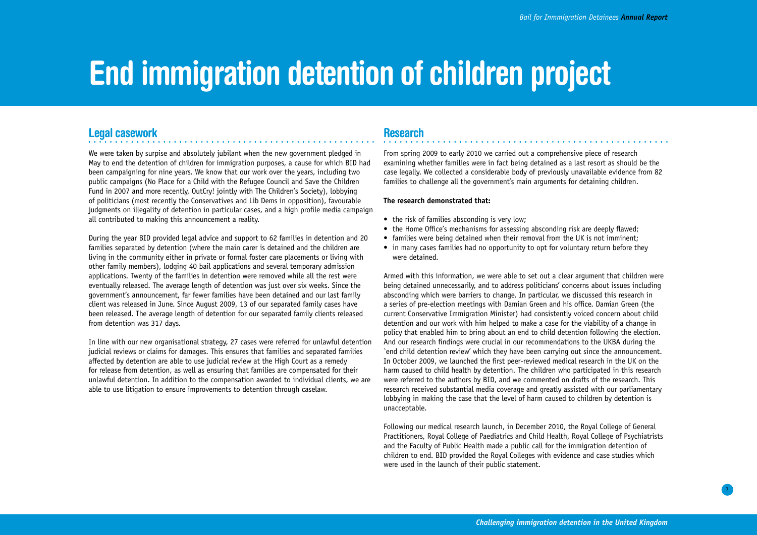# End immigration detention of children project

## Legal casework

We were taken by surpise and absolutely jubilant when the new government pledged in May to end the detention of children for immigration purposes, a cause for which BID had been campaigning for nine years. We know that our work over the years, including two public campaigns (No Place for a Child with the Refugee Council and Save the Children Fund in 2007 and more recently, OutCry! jointly with The Children's Society), lobbying of politicians (most recently the Conservatives and Lib Dems in opposition), favourable judgments on illegality of detention in particular cases, and a high profile media campaign all contributed to making this announcement a reality.

During the year BID provided legal advice and support to 62 families in detention and 20 families separated by detention (where the main carer is detained and the children are living in the community either in private or formal foster care placements or living with other family members), lodging 40 bail applications and several temporary admission applications. Twenty of the families in detention were removed while all the rest were eventually released. The average length of detention was just over six weeks. Since the government's announcement, far fewer families have been detained and our last family client was released in June. Since August 2009, 13 of our separated family cases have been released. The average length of detention for our separated family clients released from detention was 317 days.

In line with our new organisational strategy, 27 cases were referred for unlawful detention judicial reviews or claims for damages. This ensures that families and separated families affected by detention are able to use judicial review at the High Court as a remedy for release from detention, as well as ensuring that families are compensated for their unlawful detention. In addition to the compensation awarded to individual clients, we are able to use litigation to ensure improvements to detention through caselaw.

## Research

From spring 2009 to early 2010 we carried out a comprehensive piece of research examining whether families were in fact being detained as a last resort as should be the case legally. We collected a considerable body of previously unavailable evidence from 82 families to challenge all the government's main arguments for detaining children.

**The research demonstrated that:**

- the risk of families absconding is very low;
- the Home Office's mechanisms for assessing absconding risk are deeply flawed;
- families were being detained when their removal from the UK is not imminent;
- in many cases families had no opportunity to opt for voluntary return before they were detained.

Armed with this information, we were able to set out a clear argument that children were being detained unnecessarily, and to address politicians' concerns about issues including absconding which were barriers to change. In particular, we discussed this research in a series of pre-election meetings with Damian Green and his office. Damian Green (the current Conservative Immigration Minister) had consistently voiced concern about child detention and our work with him helped to make a case for the viability of a change in policy that enabled him to bring about an end to child detention following the election. And our research findings were crucial in our recommendations to the UKBA during the `end child detention review' which they have been carrying out since the announcement. In October 2009, we launched the first peer-reviewed medical research in the UK on the harm caused to child health by detention. The children who participated in this research were referred to the authors by BID, and we commented on drafts of the research. This research received substantial media coverage and greatly assisted with our parliamentary lobbying in making the case that the level of harm caused to children by detention is unacceptable.

Following our medical research launch, in December 2010, the Royal College of General Practitioners, Royal College of Paediatrics and Child Health, Royal College of Psychiatrists and the Faculty of Public Health made a public call for the immigration detention of children to end. BID provided the Royal Colleges with evidence and case studies which were used in the launch of their public statement.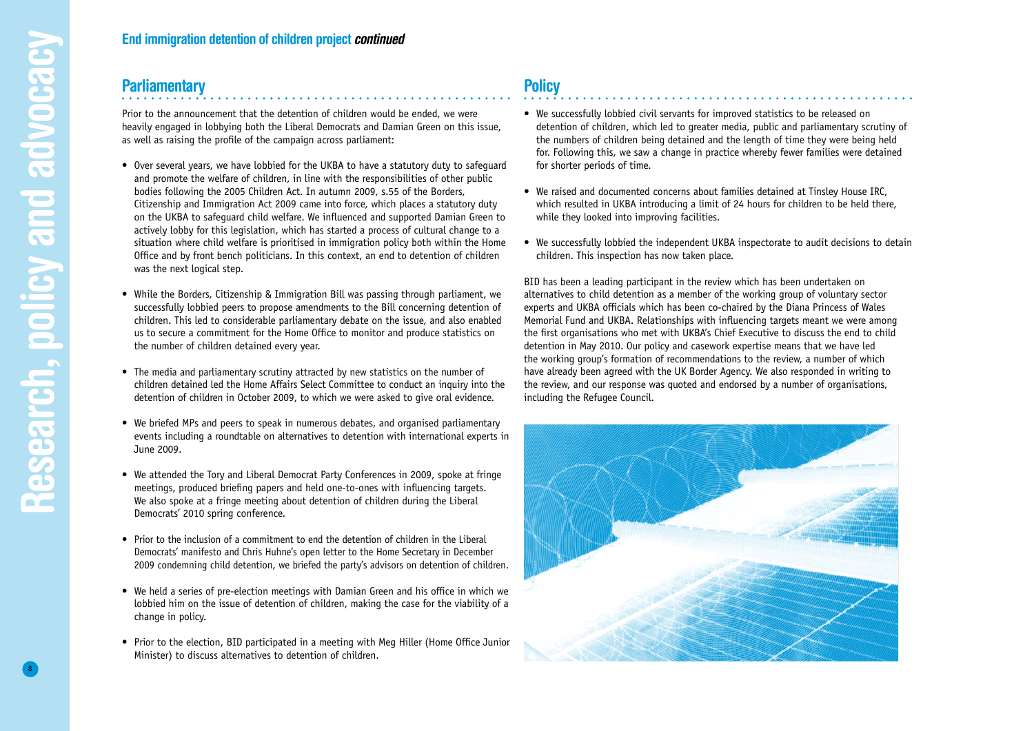## End immigration detention of children project *continued*

### Parliamentary

Prior to the announcement that the detention of children would be ended, we were heavily engaged in lobbying both the Liberal Democrats and Damian Green on this issue, as well as raising the profile of the campaign across parliament:

- Over several years, we have lobbied for the UKBA to have a statutory duty to safeguard and promote the welfare of children, in line with the responsibilities of other public bodies following the 2005 Children Act. In autumn 2009, s.55 of the Borders, Citizenship and Immigration Act 2009 came into force, which places a statutory duty on the UKBA to safeguard child welfare. We influenced and supported Damian Green to actively lobby for this legislation, which has started a process of cultural change to a situation where child welfare is prioritised in immigration policy both within the Home Office and by front bench politicians. In this context, an end to detention of children was the next logical step.
- While the Borders, Citizenship & Immigration Bill was passing through parliament, we successfully lobbied peers to propose amendments to the Bill concerning detention of children. This led to considerable parliamentary debate on the issue, and also enabled us to secure a commitment for the Home Office to monitor and produce statistics on the number of children detained every year.
- The media and parliamentary scrutiny attracted by new statistics on the number of children detained led the Home Affairs Select Committee to conduct an inquiry into the detention of children in October 2009, to which we were asked to give oral evidence.
- We briefed MPs and peers to speak in numerous debates, and organised parliamentary events including a roundtable on alternatives to detention with international experts in June 2009.
- We attended the Tory and Liberal Democrat Party Conferences in 2009, spoke at fringe meetings, produced briefing papers and held one-to-ones with influencing targets. We also spoke at a fringe meeting about detention of children during the Liberal Democrats' 2010 spring conference.
- Prior to the inclusion of a commitment to end the detention of children in the Liberal Democrats' manifesto and Chris Huhne's open letter to the Home Secretary in December 2009 condemning child detention, we briefed the party's advisors on detention of children.
- We held a series of pre-election meetings with Damian Green and his office in which we lobbied him on the issue of detention of children, making the case for the viability of a change in policy.
- Prior to the election, BID participated in a meeting with Meg Hiller (Home Office Junior Minister) to discuss alternatives to detention of children.

### Policy

- We successfully lobbied civil servants for improved statistics to be released on detention of children, which led to greater media, public and parliamentary scrutiny of the numbers of children being detained and the length of time they were being held for. Following this, we saw a change in practice whereby fewer families were detained for shorter periods of time.
- We raised and documented concerns about families detained at Tinsley House IRC, which resulted in UKBA introducing a limit of 24 hours for children to be held there, while they looked into improving facilities.
- We successfully lobbied the independent UKBA inspectorate to audit decisions to detain children. This inspection has now taken place.

BID has been a leading participant in the review which has been undertaken on alternatives to child detention as a member of the working group of voluntary sector experts and UKBA officials which has been co-chaired by the Diana Princess of Wales Memorial Fund and UKBA. Relationships with influencing targets meant we were among the first organisations who met with UKBA's Chief Executive to discuss the end to child detention in May 2010. Our policy and casework expertise means that we have led the working group's formation of recommendations to the review, a number of which have already been agreed with the UK Border Agency. We also responded in writing to the review, and our response was quoted and endorsed by a number of organisations, including the Refugee Council.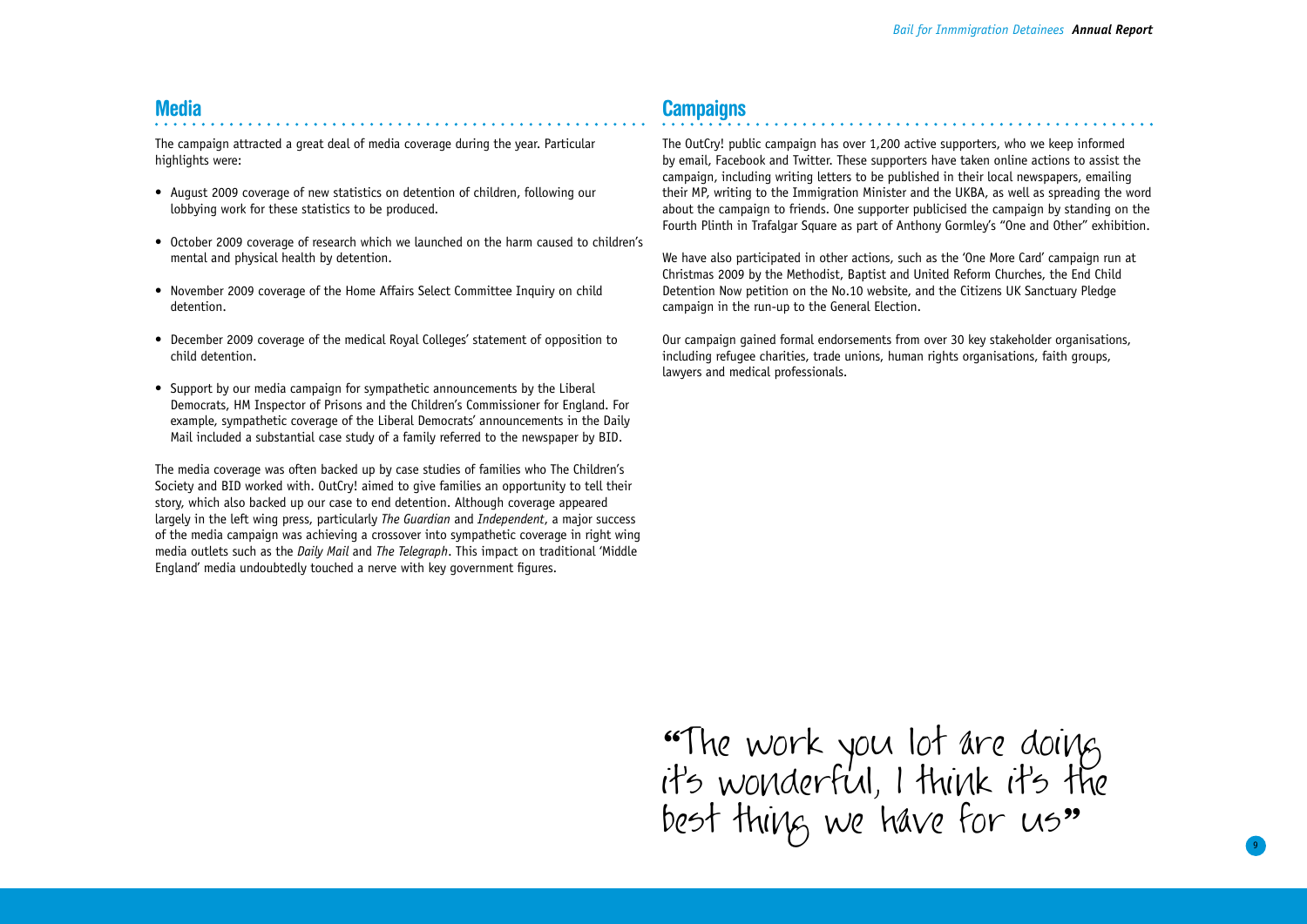## Media

The campaign attracted a great deal of media coverage during the year. Particular highlights were:

- August 2009 coverage of new statistics on detention of children, following our lobbying work for these statistics to be produced.
- October 2009 coverage of research which we launched on the harm caused to children's mental and physical health by detention.
- November 2009 coverage of the Home Affairs Select Committee Inquiry on child detention.
- December 2009 coverage of the medical Royal Colleges' statement of opposition to child detention.
- Support by our media campaign for sympathetic announcements by the Liberal Democrats, HM Inspector of Prisons and the Children's Commissioner for England. For example, sympathetic coverage of the Liberal Democrats' announcements in the Daily Mail included a substantial case study of a family referred to the newspaper by BID.

The media coverage was often backed up by case studies of families who The Children's Society and BID worked with. OutCry! aimed to give families an opportunity to tell their story, which also backed up our case to end detention. Although coverage appeared largely in the left wing press, particularly *The Guardian* and *Independent*, a major success of the media campaign was achieving a crossover into sympathetic coverage in right wing media outlets such as the *Daily Mail* and *The Telegraph*. This impact on traditional 'Middle England' media undoubtedly touched a nerve with key government figures.

## Campaigns

The OutCry! public campaign has over 1,200 active supporters, who we keep informed by email, Facebook and Twitter. These supporters have taken online actions to assist the campaign, including writing letters to be published in their local newspapers, emailing their MP, writing to the Immigration Minister and the UKBA, as well as spreading the word about the campaign to friends. One supporter publicised the campaign by standing on the Fourth Plinth in Trafalgar Square as part of Anthony Gormley's "One and Other" exhibition.

We have also participated in other actions, such as the 'One More Card' campaign run at Christmas 2009 by the Methodist, Baptist and United Reform Churches, the End Child Detention Now petition on the No.10 website, and the Citizens UK Sanctuary Pledge campaign in the run-up to the General Election.

Our campaign gained formal endorsements from over 30 key stakeholder organisations, including refugee charities, trade unions, human rights organisations, faith groups, lawyers and medical professionals.

"The work you lot are doing it's wonderful, I think it's the best thing we have for us"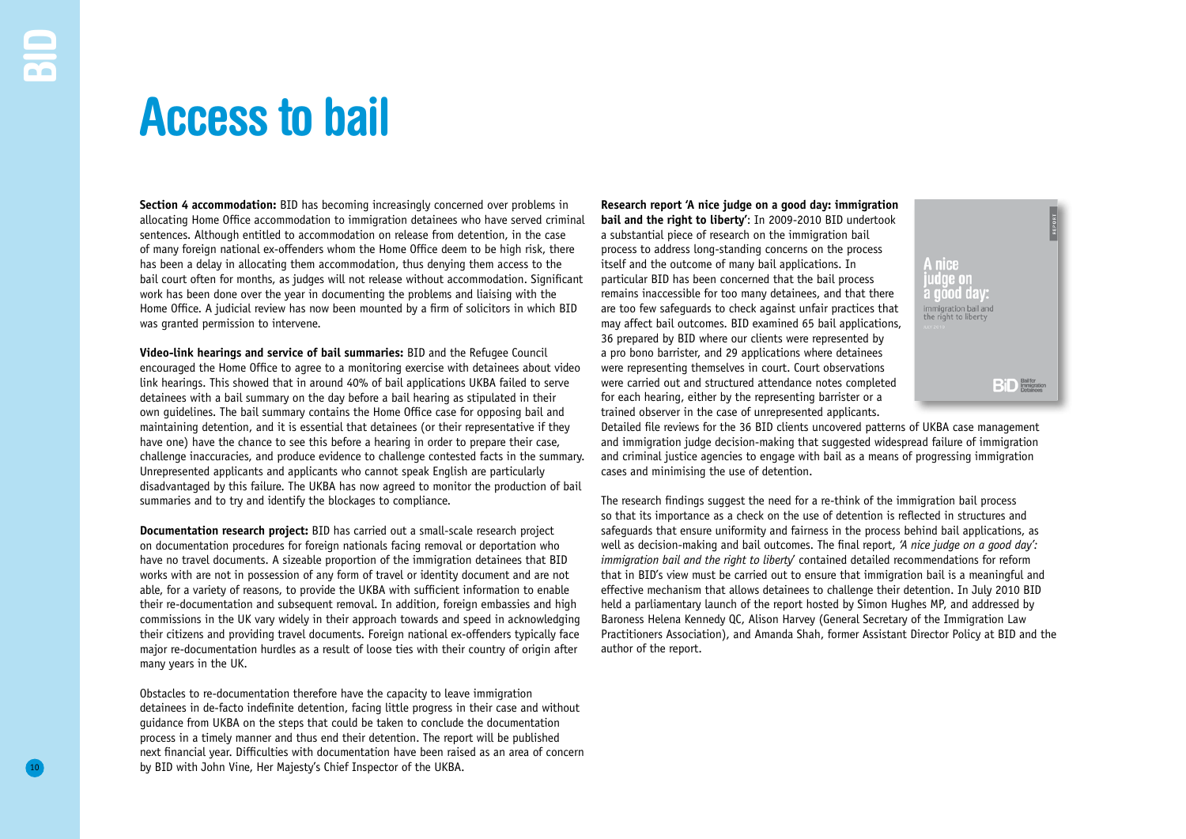# Access to bail

**Section 4 accommodation:** BID has becoming increasingly concerned over problems in allocating Home Office accommodation to immigration detainees who have served criminal sentences. Although entitled to accommodation on release from detention, in the case of many foreign national ex-offenders whom the Home Office deem to be high risk, there has been a delay in allocating them accommodation, thus denying them access to the bail court often for months, as judges will not release without accommodation. Significant work has been done over the year in documenting the problems and liaising with the Home Office. A judicial review has now been mounted by a firm of solicitors in which BID was granted permission to intervene.

**Video-link hearings and service of bail summaries:** BID and the Refugee Council encouraged the Home Office to agree to a monitoring exercise with detainees about video link hearings. This showed that in around 40% of bail applications UKBA failed to serve detainees with a bail summary on the day before a bail hearing as stipulated in their own guidelines. The bail summary contains the Home Office case for opposing bail and maintaining detention, and it is essential that detainees (or their representative if they have one) have the chance to see this before a hearing in order to prepare their case, challenge inaccuracies, and produce evidence to challenge contested facts in the summary. Unrepresented applicants and applicants who cannot speak English are particularly disadvantaged by this failure. The UKBA has now agreed to monitor the production of bail summaries and to try and identify the blockages to compliance.

**Documentation research project:** BID has carried out a small-scale research project on documentation procedures for foreign nationals facing removal or deportation who have no travel documents. A sizeable proportion of the immigration detainees that BID works with are not in possession of any form of travel or identity document and are not able, for a variety of reasons, to provide the UKBA with sufficient information to enable their re-documentation and subsequent removal. In addition, foreign embassies and high commissions in the UK vary widely in their approach towards and speed in acknowledging their citizens and providing travel documents. Foreign national ex-offenders typically face major re-documentation hurdles as a result of loose ties with their country of origin after many years in the UK.

Obstacles to re-documentation therefore have the capacity to leave immigration detainees in de-facto indefinite detention, facing little progress in their case and without guidance from UKBA on the steps that could be taken to conclude the documentation process in a timely manner and thus end their detention. The report will be published next financial year. Difficulties with documentation have been raised as an area of concern by BID with John Vine, Her Majesty's Chief Inspector of the UKBA.

**Research report 'A nice judge on a good day: immigration bail and the right to liberty':** In 2009-2010 BID undertook a substantial piece of research on the immigration bail process to address long-standing concerns on the process itself and the outcome of many bail applications. In particular BID has been concerned that the bail process remains inaccessible for too many detainees, and that there are too few safeguards to check against unfair practices that may affect bail outcomes. BID examined 65 bail applications, 36 prepared by BID where our clients were represented by a pro bono barrister, and 29 applications where detainees were representing themselves in court. Court observations were carried out and structured attendance notes completed for each hearing, either by the representing barrister or a trained observer in the case of unrepresented applicants. Detailed file reviews for the 36 BID clients uncovered patterns of UKBA case management and immigration judge decision-making that suggested widespread failure of immigration and criminal justice agencies to engage with bail as a means of progressing immigration cases and minimising the use of detention.

The research findings suggest the need for a re-think of the immigration bail process so that its importance as a check on the use of detention is reflected in structures and safeguards that ensure uniformity and fairness in the process behind bail applications, as well as decision-making and bail outcomes. The final report, *'A nice judge on a good day': immigration bail and the right to liberty'* contained detailed recommendations for reform that in BID's view must be carried out to ensure that immigration bail is a meaningful and effective mechanism that allows detainees to challenge their detention. In July 2010 BID held a parliamentary launch of the report hosted by Simon Hughes MP, and addressed by Baroness Helena Kennedy QC, Alison Harvey (General Secretary of the Immigration Law Practitioners Association), and Amanda Shah, former Assistant Director Policy at BID and the author of the report.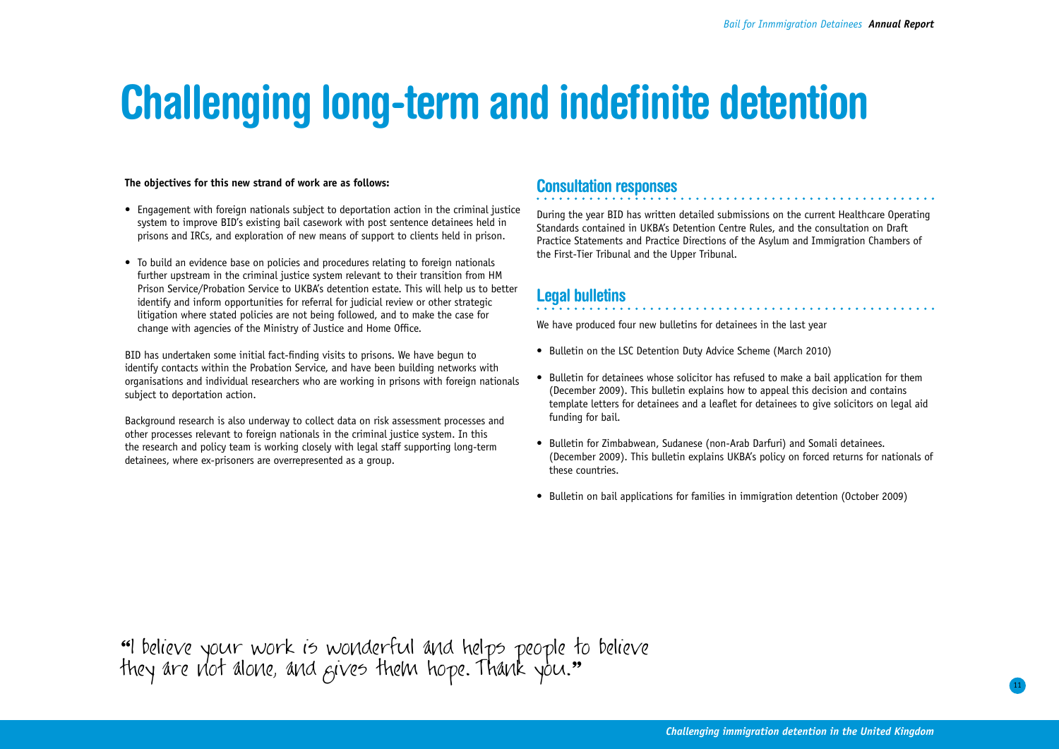# Challenging long-term and indefinite detention

**The objectives for this new strand of work are as follows:**

- Engagement with foreign nationals subject to deportation action in the criminal justice system to improve BID's existing bail casework with post sentence detainees held in prisons and IRCs, and exploration of new means of support to clients held in prison.
- To build an evidence base on policies and procedures relating to foreign nationals further upstream in the criminal justice system relevant to their transition from HM Prison Service/Probation Service to UKBA's detention estate. This will help us to better identify and inform opportunities for referral for judicial review or other strategic litigation where stated policies are not being followed, and to make the case for change with agencies of the Ministry of Justice and Home Office.

BID has undertaken some initial fact-finding visits to prisons. We have begun to identify contacts within the Probation Service, and have been building networks with organisations and individual researchers who are working in prisons with foreign nationals subject to deportation action.

Background research is also underway to collect data on risk assessment processes and other processes relevant to foreign nationals in the criminal justice system. In this the research and policy team is working closely with legal staff supporting long-term detainees, where ex-prisoners are overrepresented as a group.

## Consultation responses

During the year BID has written detailed submissions on the current Healthcare Operating Standards contained in UKBA's Detention Centre Rules, and the consultation on Draft Practice Statements and Practice Directions of the Asylum and Immigration Chambers of the First-Tier Tribunal and the Upper Tribunal.

## Legal bulletins

We have produced four new bulletins for detainees in the last year

- Bulletin on the LSC Detention Duty Advice Scheme (March 2010)
- Bulletin for detainees whose solicitor has refused to make a bail application for them (December 2009). This bulletin explains how to appeal this decision and contains template letters for detainees and a leaflet for detainees to give solicitors on legal aid funding for bail.
- Bulletin for Zimbabwean, Sudanese (non-Arab Darfuri) and Somali detainees. (December 2009). This bulletin explains UKBA's policy on forced returns for nationals of these countries.
- Bulletin on bail applications for families in immigration detention (October 2009)

"I believe your work is wonderful and helps people to believe they are not alone, and gives them hope. Thank you."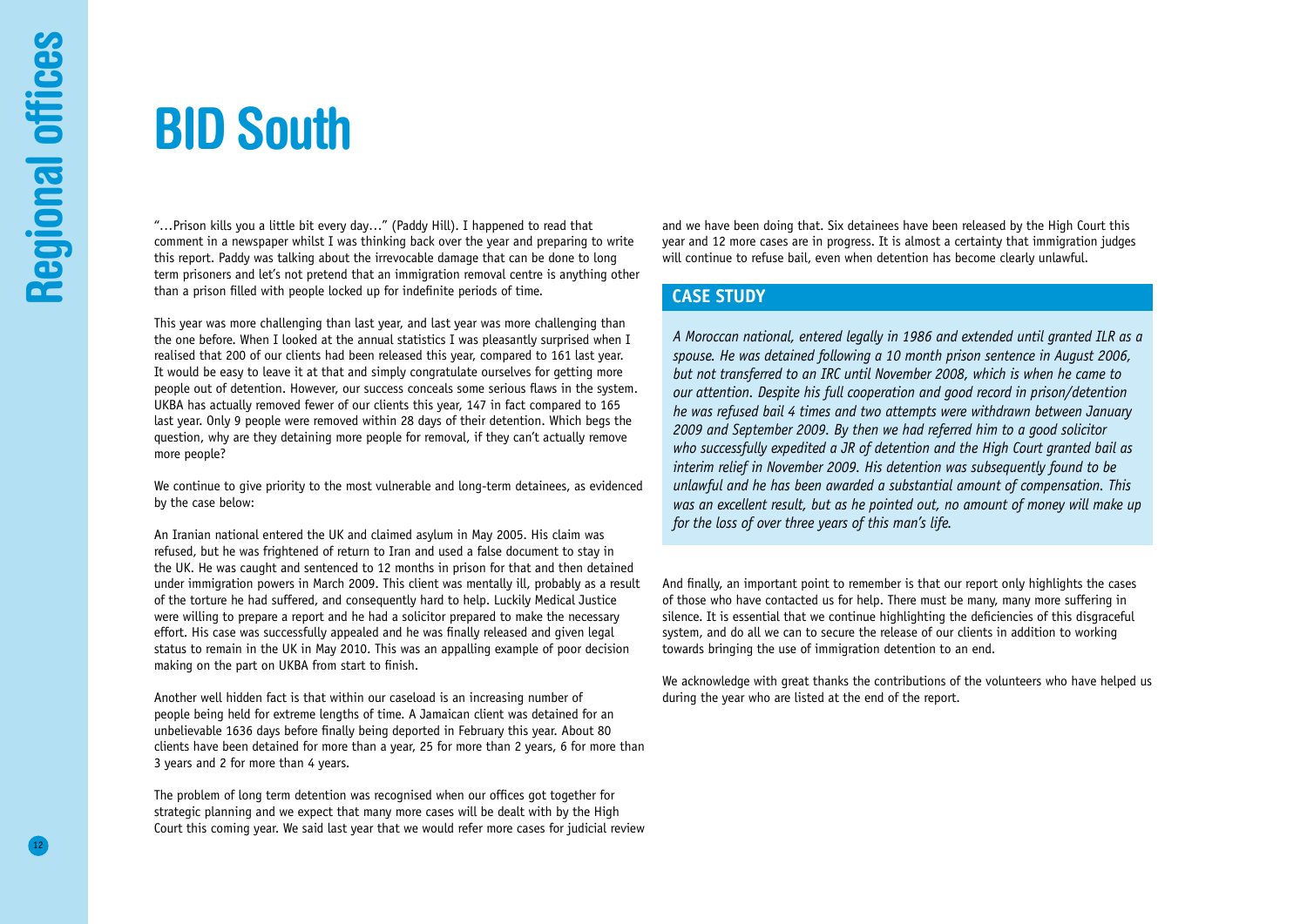# BID South

"…Prison kills you a little bit every day…" (Paddy Hill). I happened to read that comment in a newspaper whilst I was thinking back over the year and preparing to write this report. Paddy was talking about the irrevocable damage that can be done to long term prisoners and let's not pretend that an immigration removal centre is anything other than a prison filled with people locked up for indefinite periods of time.

This year was more challenging than last year, and last year was more challenging than the one before. When I looked at the annual statistics I was pleasantly surprised when I realised that 200 of our clients had been released this year, compared to 161 last year. It would be easy to leave it at that and simply congratulate ourselves for getting more people out of detention. However, our success conceals some serious flaws in the system. UKBA has actually removed fewer of our clients this year, 147 in fact compared to 165 last year. Only 9 people were removed within 28 days of their detention. Which begs the question, why are they detaining more people for removal, if they can't actually remove more people?

We continue to give priority to the most vulnerable and long-term detainees, as evidenced by the case below:

An Iranian national entered the UK and claimed asylum in May 2005. His claim was refused, but he was frightened of return to Iran and used a false document to stay in the UK. He was caught and sentenced to 12 months in prison for that and then detained under immigration powers in March 2009. This client was mentally ill, probably as a result of the torture he had suffered, and consequently hard to help. Luckily Medical Justice were willing to prepare a report and he had a solicitor prepared to make the necessary effort. His case was successfully appealed and he was finally released and given legal status to remain in the UK in May 2010. This was an appalling example of poor decision making on the part on UKBA from start to finish.

Another well hidden fact is that within our caseload is an increasing number of people being held for extreme lengths of time. A Jamaican client was detained for an unbelievable 1636 days before finally being deported in February this year. About 80 clients have been detained for more than a year, 25 for more than 2 years, 6 for more than 3 years and 2 for more than 4 years.

The problem of long term detention was recognised when our offices got together for strategic planning and we expect that many more cases will be dealt with by the High Court this coming year. We said last year that we would refer more cases for judicial review and we have been doing that. Six detainees have been released by the High Court this year and 12 more cases are in progress. It is almost a certainty that immigration judges will continue to refuse bail, even when detention has become clearly unlawful.

## CASE STUDY

*A Moroccan national, entered legally in 1986 and extended until granted ILR as a spouse. He was detained following a 10 month prison sentence in August 2006, but not transferred to an IRC until November 2008, which is when he came to our attention. Despite his full cooperation and good record in prison/detention he was refused bail 4 times and two attempts were withdrawn between January 2009 and September 2009. By then we had referred him to a good solicitor who successfully expedited a JR of detention and the High Court granted bail as interim relief in November 2009. His detention was subsequently found to be unlawful and he has been awarded a substantial amount of compensation. This was an excellent result, but as he pointed out, no amount of money will make up for the loss of over three years of this man's life.*

And finally, an important point to remember is that our report only highlights the cases of those who have contacted us for help. There must be many, many more suffering in silence. It is essential that we continue highlighting the deficiencies of this disgraceful system, and do all we can to secure the release of our clients in addition to working towards bringing the use of immigration detention to an end.

We acknowledge with great thanks the contributions of the volunteers who have helped us during the year who are listed at the end of the report.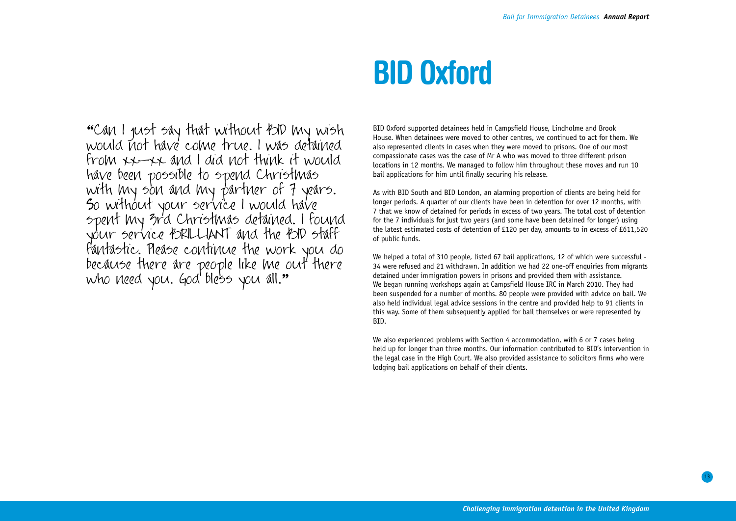# BID Oxford

"Can I just say that without BID my wish would not have come true. I was detained from xx–xx and I did not think it would have been possible to spend Christmas with my son and my partner of 7 years. So without your service I would have spent my 3rd Christmas detained. I found your service BRILLIANT and the BID staff fantastic. Please continue the work you do because there are people like me out there who need you. God bless you all."

BID Oxford supported detainees held in Campsfield House, Lindholme and Brook House. When detainees were moved to other centres, we continued to act for them. We also represented clients in cases when they were moved to prisons. One of our most compassionate cases was the case of Mr A who was moved to three different prison locations in 12 months. We managed to follow him throughout these moves and run 10 bail applications for him until finally securing his release.

As with BID South and BID London, an alarming proportion of clients are being held for longer periods. A quarter of our clients have been in detention for over 12 months, with 7 that we know of detained for periods in excess of two years. The total cost of detention for the 7 individuals for just two years (and some have been detained for longer) using the latest estimated costs of detention of £120 per day, amounts to in excess of £611,520 of public funds.

We helped a total of 310 people, listed 67 bail applications, 12 of which were successful - 34 were refused and 21 withdrawn. In addition we had 22 one-off enquiries from migrants detained under immigration powers in prisons and provided them with assistance. We began running workshops again at Campsfield House IRC in March 2010. They had been suspended for a number of months. 80 people were provided with advice on bail. We also held individual legal advice sessions in the centre and provided help to 91 clients in this way. Some of them subsequently applied for bail themselves or were represented by BID.

We also experienced problems with Section 4 accommodation, with 6 or 7 cases being held up for longer than three months. Our information contributed to BID's intervention in the legal case in the High Court. We also provided assistance to solicitors firms who were lodging bail applications on behalf of their clients.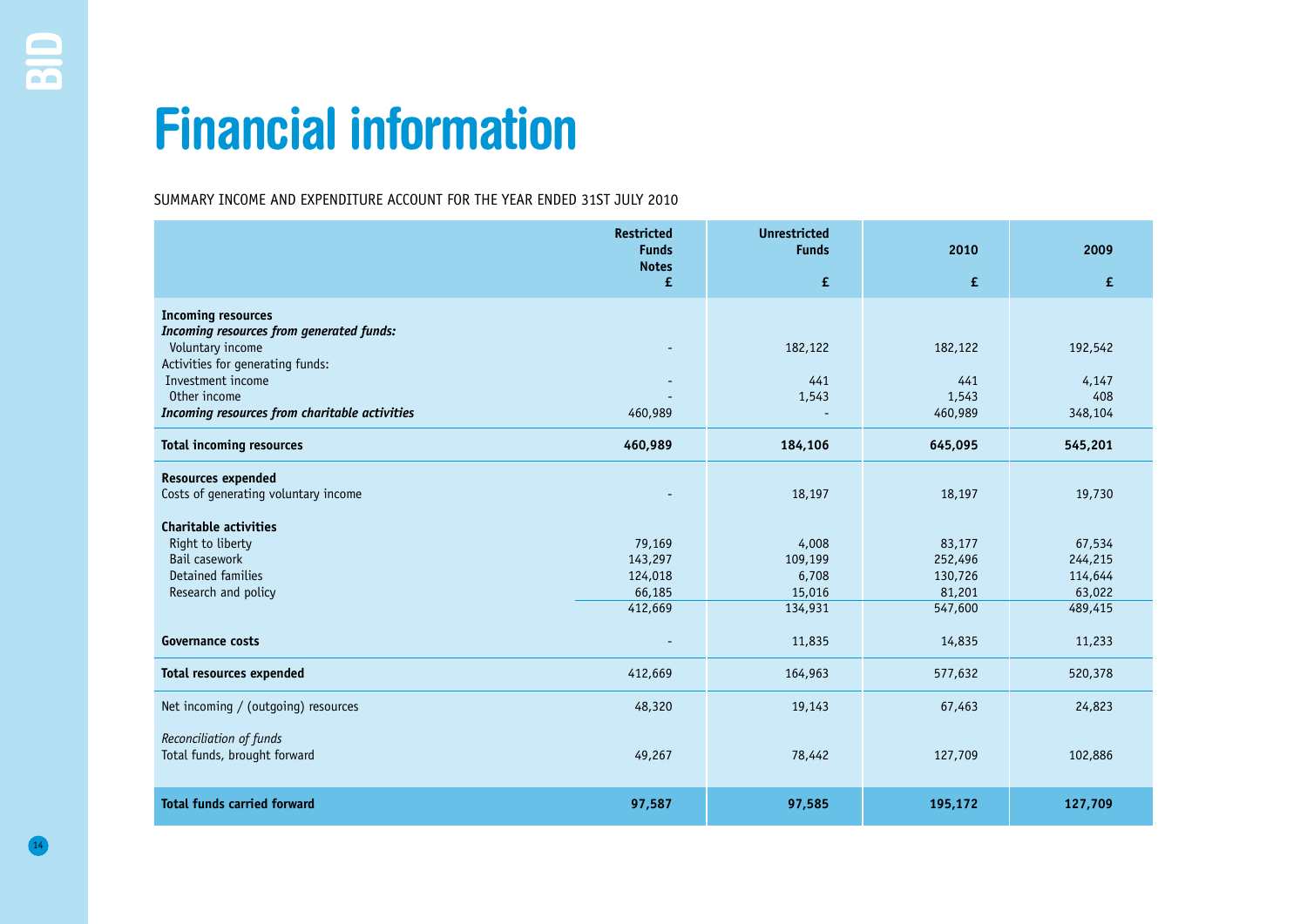# Financial information

SUMMARY INCOME AND EXPENDITURE ACCOUNT FOR THE YEAR ENDED 31ST JULY 2010

| | Restricted Funds Notes £ | Unrestricted Funds £ | 2010 £ | 2009 £ |
|---|---|---|---|---|
| **Incoming resources** | | | | |
| ***Incoming resources from generated funds:*** | | | | |
| Voluntary income | - | 182,122 | 182,122 | 192,542 |
| Activities for generating funds: | | | | |
| Investment income | - | 441 | 441 | 4,147 |
| Other income | - | 1,543 | 1,543 | 408 |
| ***Incoming resources from charitable activities*** | 460,989 | - | 460,989 | 348,104 |
| **Total incoming resources** | **460,989** | **184,106** | **645,095** | **545,201** |
| **Resources expended** | | | | |
| Costs of generating voluntary income | - | 18,197 | 18,197 | 19,730 |
| **Charitable activities** | | | | |
| Right to liberty | 79,169 | 4,008 | 83,177 | 67,534 |
| Bail casework | 143,297 | 109,199 | 252,496 | 244,215 |
| Detained families | 124,018 | 6,708 | 130,726 | 114,644 |
| Research and policy | 66,185 | 15,016 | 81,201 | 63,022 |
| | 412,669 | 134,931 | 547,600 | 489,415 |
| **Governance costs** | - | 11,835 | 14,835 | 11,233 |
| **Total resources expended** | 412,669 | 164,963 | 577,632 | 520,378 |
| Net incoming / (outgoing) resources | 48,320 | 19,143 | 67,463 | 24,823 |
| *Reconciliation of funds* | | | | |
| Total funds, brought forward | 49,267 | 78,442 | 127,709 | 102,886 |
| **Total funds carried forward** | **97,587** | **97,585** | **195,172** | **127,709** |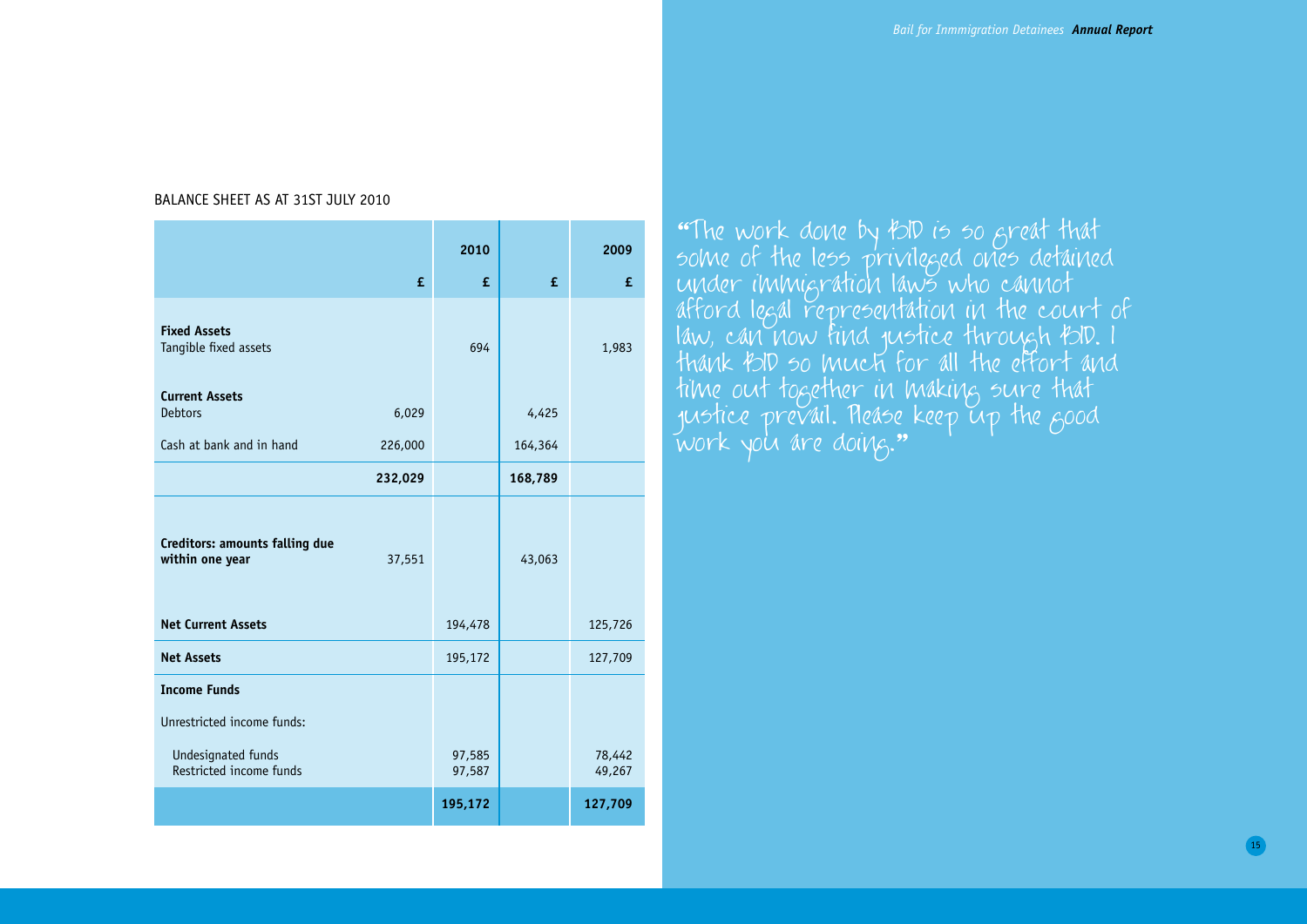BALANCE SHEET AS AT 31ST JULY 2010

| | | 2010 | | 2009 |
|---|---|---|---|---|
| | £ | £ | £ | £ |
| **Fixed Assets** | | | | |
| Tangible fixed assets | | 694 | | 1,983 |
| **Current Assets** | | | | |
| Debtors | 6,029 | | 4,425 | |
| Cash at bank and in hand | 226,000 | | 164,364 | |
| | **232,029** | | **168,789** | |
| **Creditors: amounts falling due within one year** | 37,551 | | 43,063 | |
| **Net Current Assets** | | 194,478 | | 125,726 |
| **Net Assets** | | 195,172 | | 127,709 |
| **Income Funds** | | | | |
| Unrestricted income funds: | | | | |
| Undesignated funds | | 97,585 | | 78,442 |
| Restricted income funds | | 97,587 | | 49,267 |
| | | **195,172** | | **127,709** |

"The work done by BID is so great that some of the less privileged ones detained under immigration laws who cannot afford legal representation in the court of law, can now find justice through BID. I thank BID so much for all the effort and time out together in making sure that justice prevail. Please keep up the good work you are doing."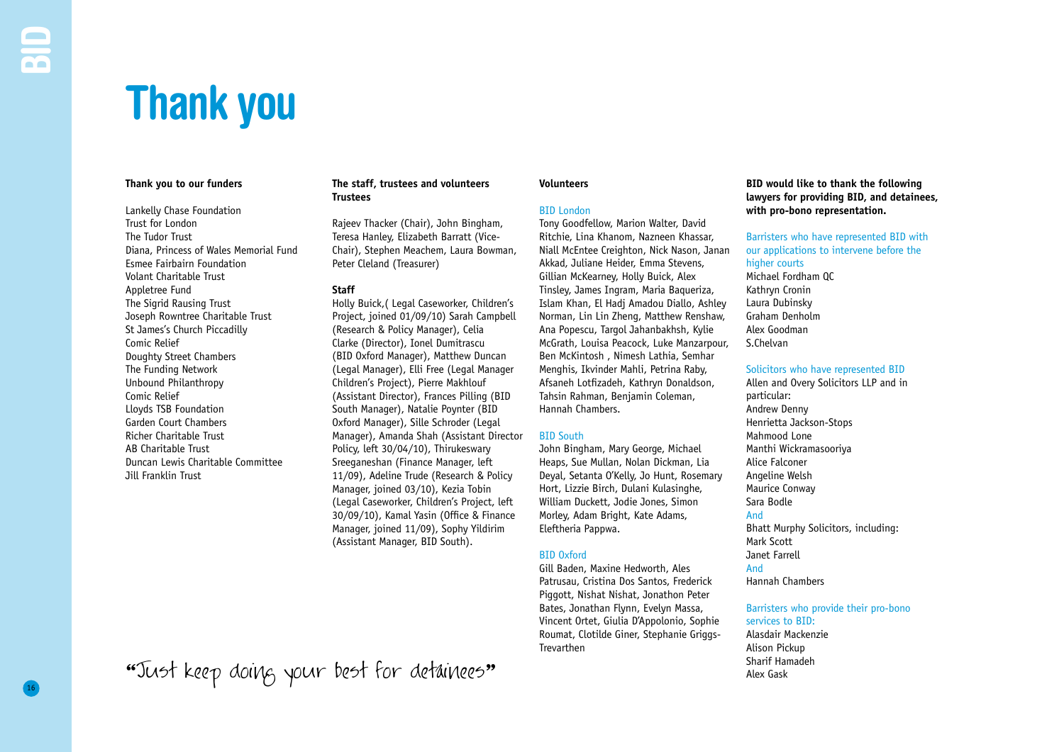# Thank you

### Thank you to our funders

Lankelly Chase Foundation
Trust for London
The Tudor Trust
Diana, Princess of Wales Memorial Fund
Esmee Fairbairn Foundation
Volant Charitable Trust
Appletree Fund
The Sigrid Rausing Trust
Joseph Rowntree Charitable Trust
St James's Church Piccadilly
Comic Relief
Doughty Street Chambers
The Funding Network
Unbound Philanthropy
Comic Relief
Lloyds TSB Foundation
Garden Court Chambers
Richer Charitable Trust
AB Charitable Trust
Duncan Lewis Charitable Committee
Jill Franklin Trust

### The staff, trustees and volunteers

**Trustees**

Rajeev Thacker (Chair), John Bingham, Teresa Hanley, Elizabeth Barratt (Vice-Chair), Stephen Meachem, Laura Bowman, Peter Cleland (Treasurer)

**Staff**

Holly Buick,( Legal Caseworker, Children's Project, joined 01/09/10) Sarah Campbell (Research & Policy Manager), Celia Clarke (Director), Ionel Dumitrascu (BID Oxford Manager), Matthew Duncan (Legal Manager), Elli Free (Legal Manager Children's Project), Pierre Makhlouf (Assistant Director), Frances Pilling (BID South Manager), Natalie Poynter (BID Oxford Manager), Sille Schroder (Legal Manager), Amanda Shah (Assistant Director Policy, left 30/04/10), Thirukeswary Sreeganeshan (Finance Manager, left 11/09), Adeline Trude (Research & Policy Manager, joined 03/10), Kezia Tobin (Legal Caseworker, Children's Project, left 30/09/10), Kamal Yasin (Office & Finance Manager, joined 11/09), Sophy Yildirim (Assistant Manager, BID South).

### Volunteers

**BID London**

Tony Goodfellow, Marion Walter, David Ritchie, Lina Khanom, Nazneen Khassar, Niall McEntee Creighton, Nick Nason, Janan Akkad, Juliane Heider, Emma Stevens, Gillian McKearney, Holly Buick, Alex Tinsley, James Ingram, Maria Baqueriza, Islam Khan, El Hadj Amadou Diallo, Ashley Norman, Lin Lin Zheng, Matthew Renshaw, Ana Popescu, Targol Jahanbakhsh, Kylie McGrath, Louisa Peacock, Luke Manzarpour, Ben McKintosh , Nimesh Lathia, Semhar Menghis, Ikvinder Mahli, Petrina Raby, Afsaneh Lotfizadeh, Kathryn Donaldson, Tahsin Rahman, Benjamin Coleman, Hannah Chambers.

**BID South**

John Bingham, Mary George, Michael Heaps, Sue Mullan, Nolan Dickman, Lia Deyal, Setanta O'Kelly, Jo Hunt, Rosemary Hort, Lizzie Birch, Dulani Kulasinghe, William Duckett, Jodie Jones, Simon Morley, Adam Bright, Kate Adams, Eleftheria Pappwa.

**BID Oxford**

Gill Baden, Maxine Hedworth, Ales Patrusau, Cristina Dos Santos, Frederick Piggott, Nishat Nishat, Jonathon Peter Bates, Jonathan Flynn, Evelyn Massa, Vincent Ortet, Giulia D'Appolonio, Sophie Roumat, Clotilde Giner, Stephanie Griggs-Trevarthen

### BID would like to thank the following lawyers for providing BID, and detainees, with pro-bono representation.

**Barristers who have represented BID with our applications to intervene before the higher courts**

Michael Fordham QC
Kathryn Cronin
Laura Dubinsky
Graham Denholm
Alex Goodman
S.Chelvan

**Solicitors who have represented BID**

Allen and Overy Solicitors LLP and in particular:
Andrew Denny
Henrietta Jackson-Stops
Mahmood Lone
Manthi Wickramasooriya
Alice Falconer
Angeline Welsh
Maurice Conway
Sara Bodle
And
Bhatt Murphy Solicitors, including:
Mark Scott
Janet Farrell
And
Hannah Chambers

**Barristers who provide their pro-bono services to BID:**

Alasdair Mackenzie
Alison Pickup
Sharif Hamadeh
Alex Gask

"Just keep doing your best for detainees"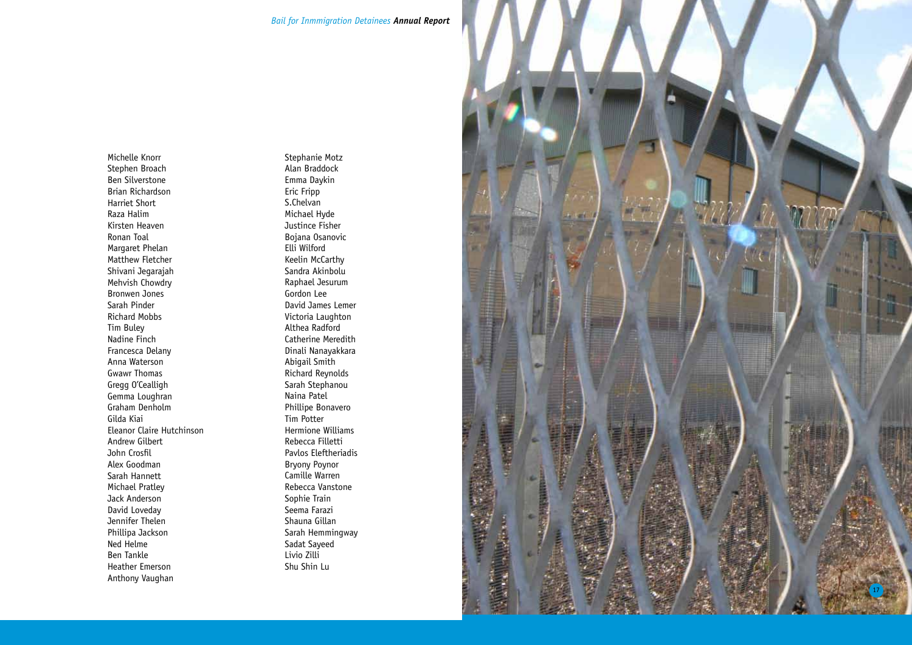Michelle Knorr
Stephen Broach
Ben Silverstone
Brian Richardson
Harriet Short
Raza Halim
Kirsten Heaven
Ronan Toal
Margaret Phelan
Matthew Fletcher
Shivani Jegarajah
Mehvish Chowdry
Bronwen Jones
Sarah Pinder
Richard Mobbs
Tim Buley
Nadine Finch
Francesca Delany
Anna Waterson
Gwawr Thomas
Gregg O'Cealligh
Gemma Loughran
Graham Denholm
Gilda Kiai
Eleanor Claire Hutchinson
Andrew Gilbert
John Crosfil
Alex Goodman
Sarah Hannett
Michael Pratley
Jack Anderson
David Loveday
Jennifer Thelen
Phillipa Jackson
Ned Helme
Ben Tankle
Heather Emerson
Anthony Vaughan

Stephanie Motz
Alan Braddock
Emma Daykin
Eric Fripp
S.Chelvan
Michael Hyde
Justince Fisher
Bojana Osanovic
Elli Wilford
Keelin McCarthy
Sandra Akinbolu
Raphael Jesurum
Gordon Lee
David James Lemer
Victoria Laughton
Althea Radford
Catherine Meredith
Dinali Nanayakkara
Abigail Smith
Richard Reynolds
Sarah Stephanou
Naina Patel
Phillipe Bonavero
Tim Potter
Hermione Williams
Rebecca Filletti
Pavlos Eleftheriadis
Bryony Poynor
Camille Warren
Rebecca Vanstone
Sophie Train
Seema Farazi
Shauna Gillan
Sarah Hemmingway
Sadat Sayeed
Livio Zilli
Shu Shin Lu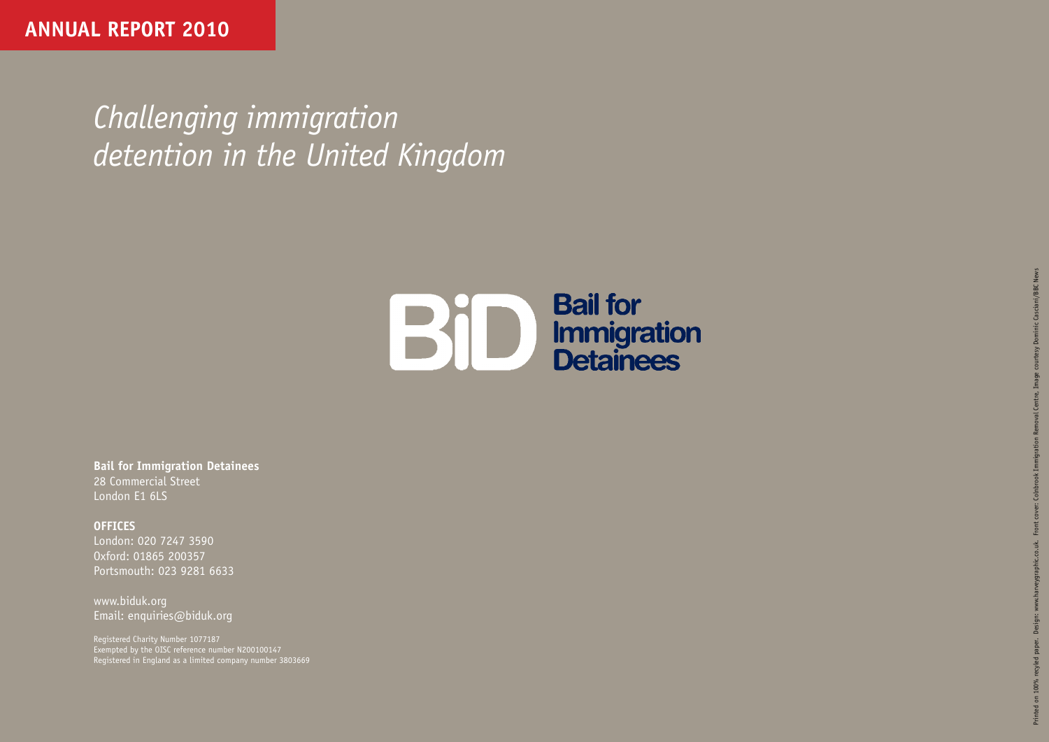**ANNUAL REPORT 2010**

*Challenging immigration detention in the United Kingdom*

BiD Bail for Immigration Detainees

**Bail for Immigration Detainees**
28 Commercial Street
London E1 6LS

**OFFICES**
London: 020 7247 3590
Oxford: 01865 200357
Portsmouth: 023 9281 6633

www.biduk.org
Email: enquiries@biduk.org

Registered Charity Number 1077187
Exempted by the OISC reference number N200100147
Registered in England as a limited company number 3803669

Printed on 100% recyled paper. Design: www.harveygraphic.co.uk. Front cover: Colnbrook Immigration Removal Centre, Image courtesy Dominic Casciani/BBC News